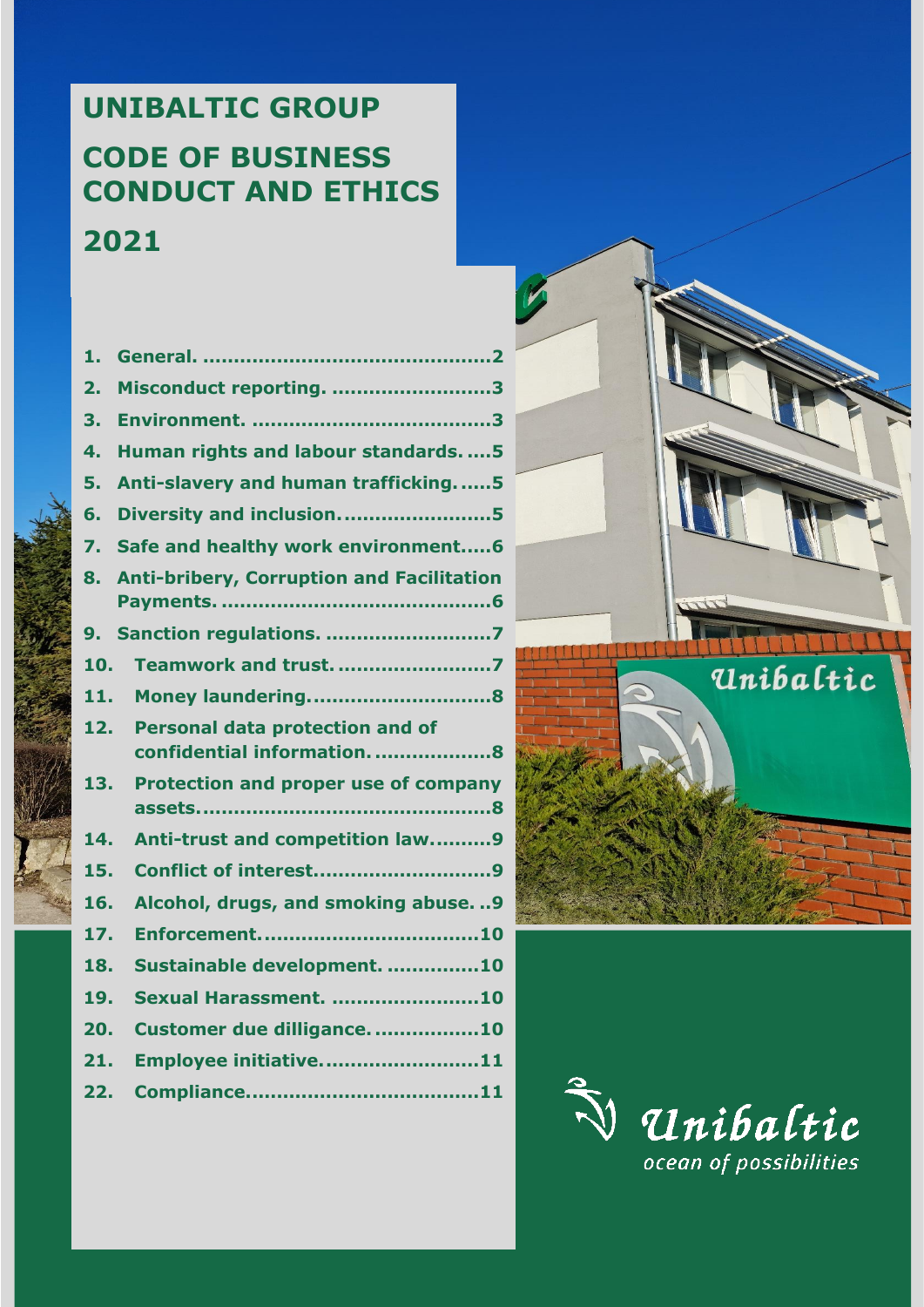# UNIBALTIC GROUP

# CODE OF BUSINESS CONDUCT AND ETHICS

# 2021

1. General. ..............................................2
2. Misconduct reporting. ..........................3
3. Environment. ......................................3
4. Human rights and labour standards. ....5
5. Anti-slavery and human trafficking. .....5
6. Diversity and inclusion. .......................5
7. Safe and healthy work environment.....6
8. Anti-bribery, Corruption and Facilitation Payments. ..........................................6
9. Sanction regulations. ...........................7
10. Teamwork and trust. .........................7
11. Money laundering. ............................8
12. Personal data protection and of confidential information. ...................8
13. Protection and proper use of company assets. ..............................................8
14. Anti-trust and competition law. .........9
15. Conflict of interest. ...........................9
16. Alcohol, drugs, and smoking abuse. ..9
17. Enforcement. ..................................10
18. Sustainable development. ...............10
19. Sexual Harassment. ........................10
20. Customer due dilligance. .................10
21. Employee initiative. .........................11
22. Compliance. ....................................11

Unibaltic

*ocean of possibilities*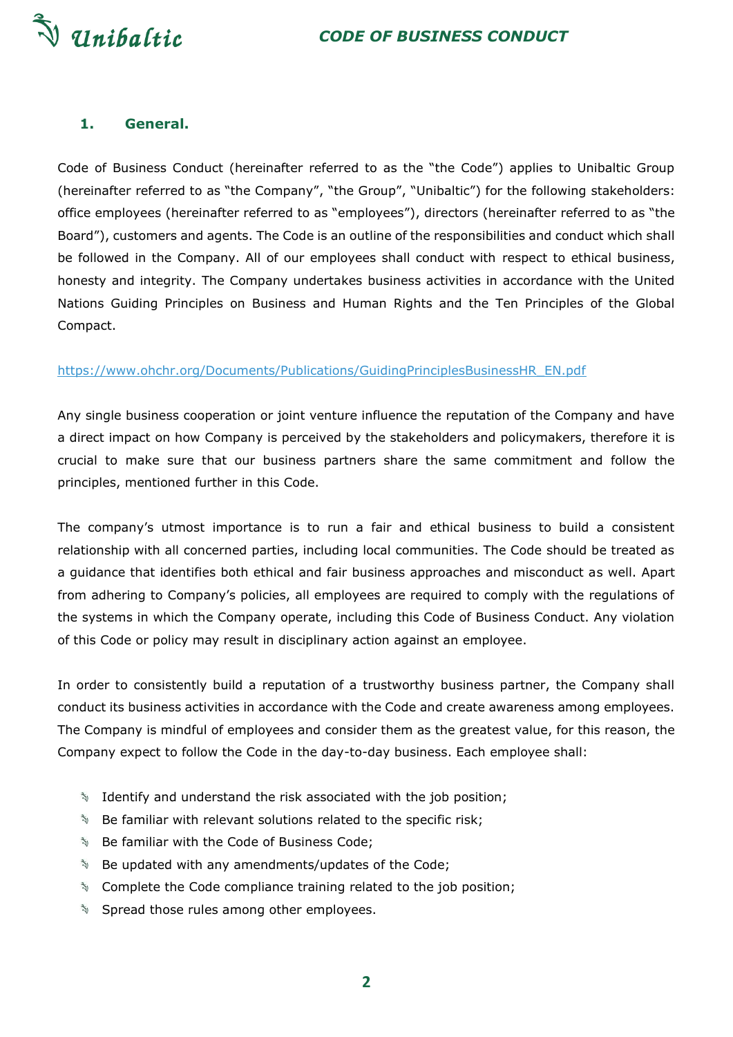## 1. General.

Code of Business Conduct (hereinafter referred to as "the Code") applies to Unibaltic Group (hereinafter referred to as "the Company", "the Group", "Unibaltic") for the following stakeholders: office employees (hereinafter referred to as "employees"), directors (hereinafter referred to as "the Board"), customers and agents. The Code is an outline of the responsibilities and conduct which shall be followed in the Company. All of our employees shall conduct with respect to ethical business, honesty and integrity. The Company undertakes business activities in accordance with the United Nations Guiding Principles on Business and Human Rights and the Ten Principles of the Global Compact.

https://www.ohchr.org/Documents/Publications/GuidingPrinciplesBusinessHR_EN.pdf

Any single business cooperation or joint venture influence the reputation of the Company and have a direct impact on how Company is perceived by the stakeholders and policymakers, therefore it is crucial to make sure that our business partners share the same commitment and follow the principles, mentioned further in this Code.

The company's utmost importance is to run a fair and ethical business to build a consistent relationship with all concerned parties, including local communities. The Code should be treated as a guidance that identifies both ethical and fair business approaches and misconduct as well. Apart from adhering to Company's policies, all employees are required to comply with the regulations of the systems in which the Company operate, including this Code of Business Conduct. Any violation of this Code or policy may result in disciplinary action against an employee.

In order to consistently build a reputation of a trustworthy business partner, the Company shall conduct its business activities in accordance with the Code and create awareness among employees. The Company is mindful of employees and consider them as the greatest value, for this reason, the Company expect to follow the Code in the day-to-day business. Each employee shall:

- Identify and understand the risk associated with the job position;
- Be familiar with relevant solutions related to the specific risk;
- Be familiar with the Code of Business Code;
- Be updated with any amendments/updates of the Code;
- Complete the Code compliance training related to the job position;
- Spread those rules among other employees.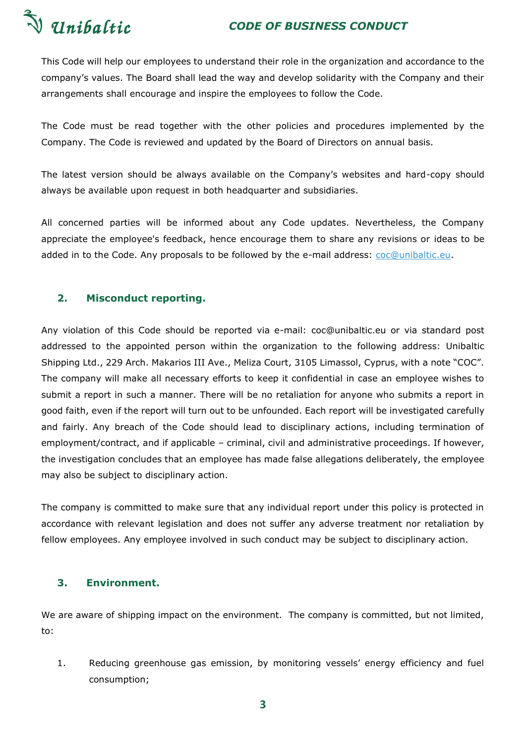This Code will help our employees to understand their role in the organization and accordance to the company's values. The Board shall lead the way and develop solidarity with the Company and their arrangements shall encourage and inspire the employees to follow the Code.

The Code must be read together with the other policies and procedures implemented by the Company. The Code is reviewed and updated by the Board of Directors on annual basis.

The latest version should be always available on the Company's websites and hard-copy should always be available upon request in both headquarter and subsidiaries.

All concerned parties will be informed about any Code updates. Nevertheless, the Company appreciate the employee's feedback, hence encourage them to share any revisions or ideas to be added in to the Code. Any proposals to be followed by the e-mail address: coc@unibaltic.eu.

## 2. Misconduct reporting.

Any violation of this Code should be reported via e-mail: coc@unibaltic.eu or via standard post addressed to the appointed person within the organization to the following address: Unibaltic Shipping Ltd., 229 Arch. Makarios III Ave., Meliza Court, 3105 Limassol, Cyprus, with a note "COC". The company will make all necessary efforts to keep it confidential in case an employee wishes to submit a report in such a manner. There will be no retaliation for anyone who submits a report in good faith, even if the report will turn out to be unfounded. Each report will be investigated carefully and fairly. Any breach of the Code should lead to disciplinary actions, including termination of employment/contract, and if applicable – criminal, civil and administrative proceedings. If however, the investigation concludes that an employee has made false allegations deliberately, the employee may also be subject to disciplinary action.

The company is committed to make sure that any individual report under this policy is protected in accordance with relevant legislation and does not suffer any adverse treatment nor retaliation by fellow employees. Any employee involved in such conduct may be subject to disciplinary action.

## 3. Environment.

We are aware of shipping impact on the environment. The company is committed, but not limited, to:

1. Reducing greenhouse gas emission, by monitoring vessels' energy efficiency and fuel consumption;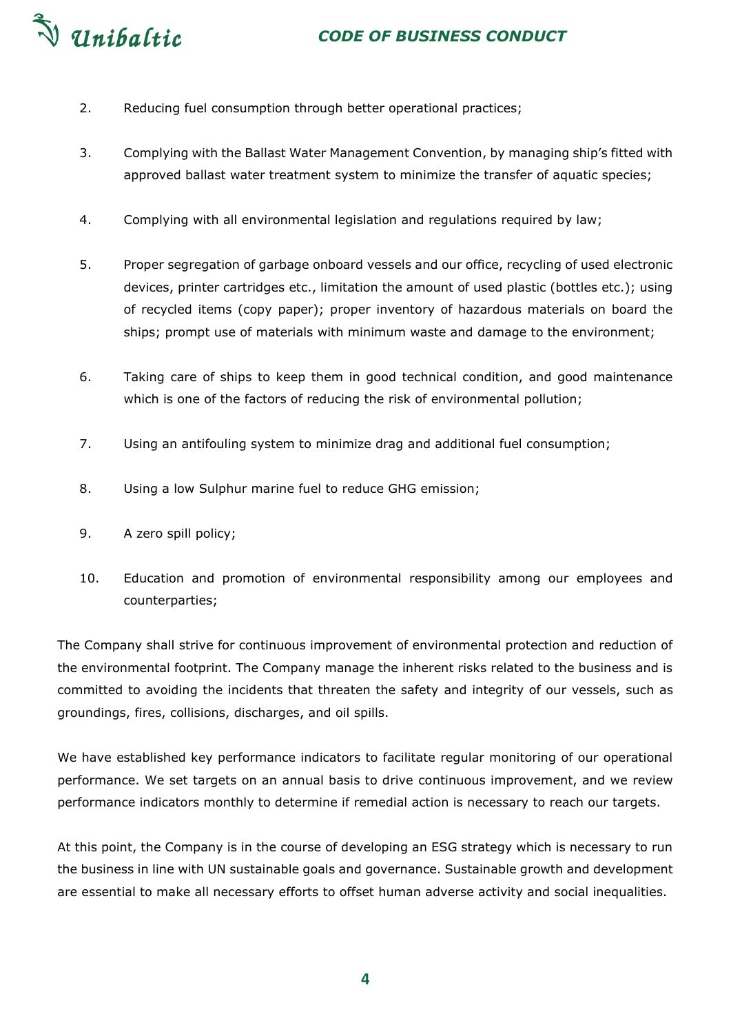2. Reducing fuel consumption through better operational practices;

3. Complying with the Ballast Water Management Convention, by managing ship's fitted with approved ballast water treatment system to minimize the transfer of aquatic species;

4. Complying with all environmental legislation and regulations required by law;

5. Proper segregation of garbage onboard vessels and our office, recycling of used electronic devices, printer cartridges etc., limitation the amount of used plastic (bottles etc.); using of recycled items (copy paper); proper inventory of hazardous materials on board the ships; prompt use of materials with minimum waste and damage to the environment;

6. Taking care of ships to keep them in good technical condition, and good maintenance which is one of the factors of reducing the risk of environmental pollution;

7. Using an antifouling system to minimize drag and additional fuel consumption;

8. Using a low Sulphur marine fuel to reduce GHG emission;

9. A zero spill policy;

10. Education and promotion of environmental responsibility among our employees and counterparties;

The Company shall strive for continuous improvement of environmental protection and reduction of the environmental footprint. The Company manage the inherent risks related to the business and is committed to avoiding the incidents that threaten the safety and integrity of our vessels, such as groundings, fires, collisions, discharges, and oil spills.

We have established key performance indicators to facilitate regular monitoring of our operational performance. We set targets on an annual basis to drive continuous improvement, and we review performance indicators monthly to determine if remedial action is necessary to reach our targets.

At this point, the Company is in the course of developing an ESG strategy which is necessary to run the business in line with UN sustainable goals and governance. Sustainable growth and development are essential to make all necessary efforts to offset human adverse activity and social inequalities.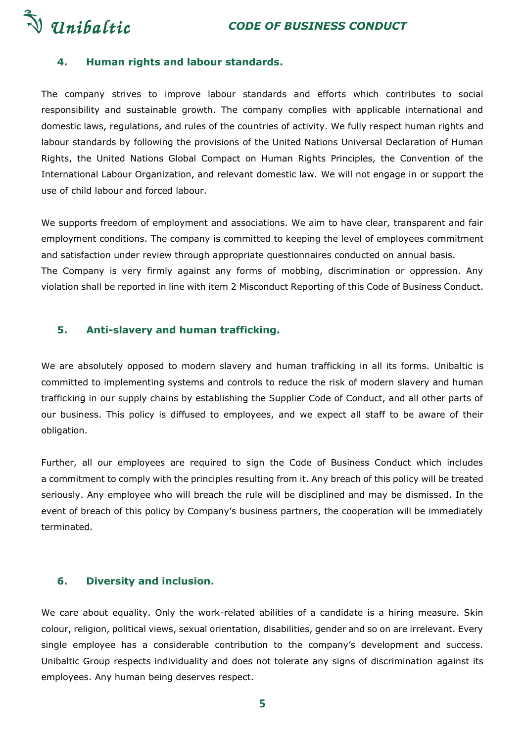## 4. Human rights and labour standards.

The company strives to improve labour standards and efforts which contributes to social responsibility and sustainable growth. The company complies with applicable international and domestic laws, regulations, and rules of the countries of activity. We fully respect human rights and labour standards by following the provisions of the United Nations Universal Declaration of Human Rights, the United Nations Global Compact on Human Rights Principles, the Convention of the International Labour Organization, and relevant domestic law. We will not engage in or support the use of child labour and forced labour.

We supports freedom of employment and associations. We aim to have clear, transparent and fair employment conditions. The company is committed to keeping the level of employees commitment and satisfaction under review through appropriate questionnaires conducted on annual basis.
The Company is very firmly against any forms of mobbing, discrimination or oppression. Any violation shall be reported in line with item 2 Misconduct Reporting of this Code of Business Conduct.

## 5. Anti-slavery and human trafficking.

We are absolutely opposed to modern slavery and human trafficking in all its forms. Unibaltic is committed to implementing systems and controls to reduce the risk of modern slavery and human trafficking in our supply chains by establishing the Supplier Code of Conduct, and all other parts of our business. This policy is diffused to employees, and we expect all staff to be aware of their obligation.

Further, all our employees are required to sign the Code of Business Conduct which includes a commitment to comply with the principles resulting from it. Any breach of this policy will be treated seriously. Any employee who will breach the rule will be disciplined and may be dismissed. In the event of breach of this policy by Company's business partners, the cooperation will be immediately terminated.

## 6. Diversity and inclusion.

We care about equality. Only the work-related abilities of a candidate is a hiring measure. Skin colour, religion, political views, sexual orientation, disabilities, gender and so on are irrelevant. Every single employee has a considerable contribution to the company's development and success. Unibaltic Group respects individuality and does not tolerate any signs of discrimination against its employees. Any human being deserves respect.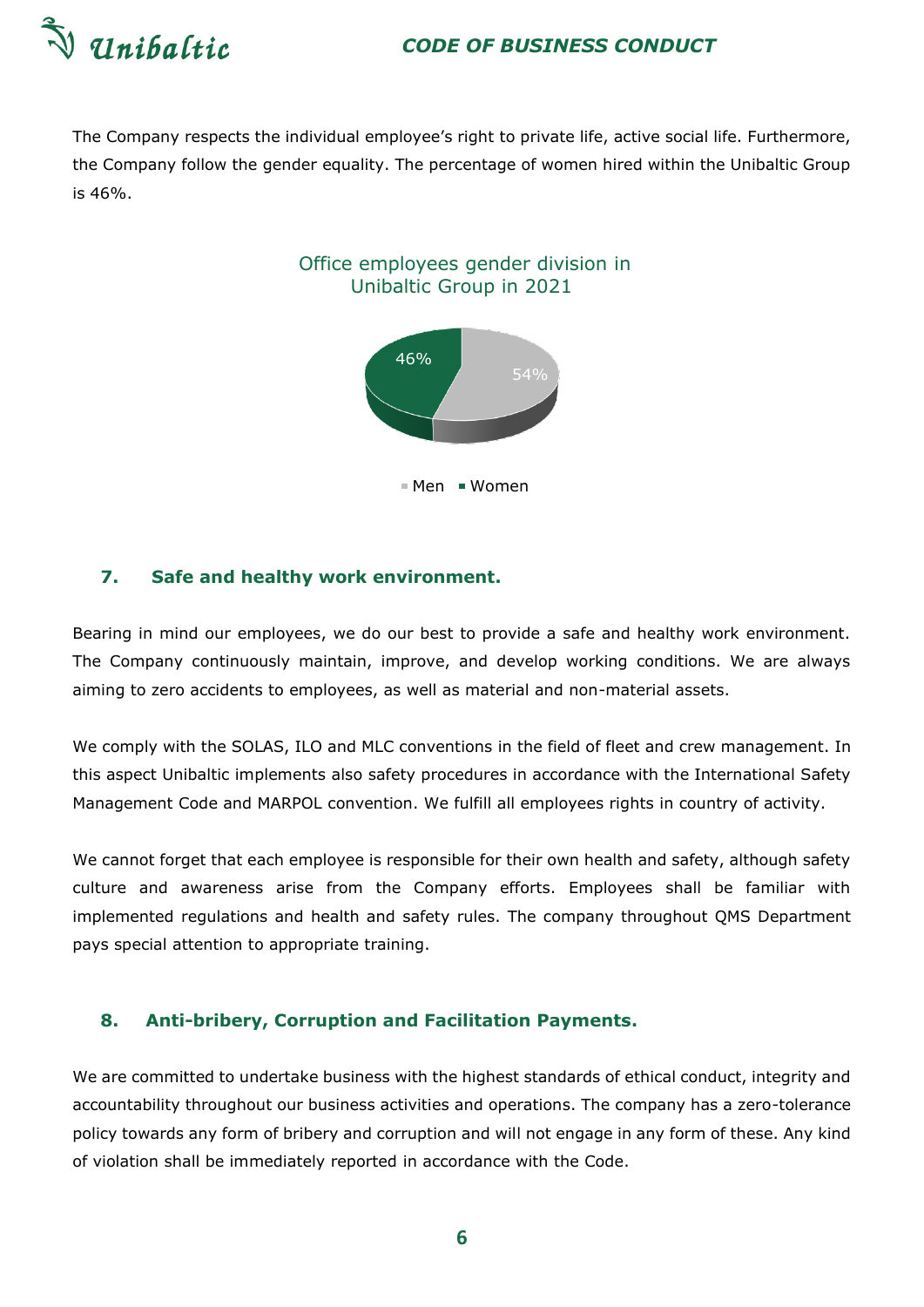The Company respects the individual employee's right to private life, active social life. Furthermore, the Company follow the gender equality. The percentage of women hired within the Unibaltic Group is 46%.

Office employees gender division in Unibaltic Group in 2021

| | Share |
|---|---|
| Men | 54% |
| Women | 46% |

## 7. Safe and healthy work environment.

Bearing in mind our employees, we do our best to provide a safe and healthy work environment. The Company continuously maintain, improve, and develop working conditions. We are always aiming to zero accidents to employees, as well as material and non-material assets.

We comply with the SOLAS, ILO and MLC conventions in the field of fleet and crew management. In this aspect Unibaltic implements also safety procedures in accordance with the International Safety Management Code and MARPOL convention. We fulfill all employees rights in country of activity.

We cannot forget that each employee is responsible for their own health and safety, although safety culture and awareness arise from the Company efforts. Employees shall be familiar with implemented regulations and health and safety rules. The company throughout QMS Department pays special attention to appropriate training.

## 8. Anti-bribery, Corruption and Facilitation Payments.

We are committed to undertake business with the highest standards of ethical conduct, integrity and accountability throughout our business activities and operations. The company has a zero-tolerance policy towards any form of bribery and corruption and will not engage in any form of these. Any kind of violation shall be immediately reported in accordance with the Code.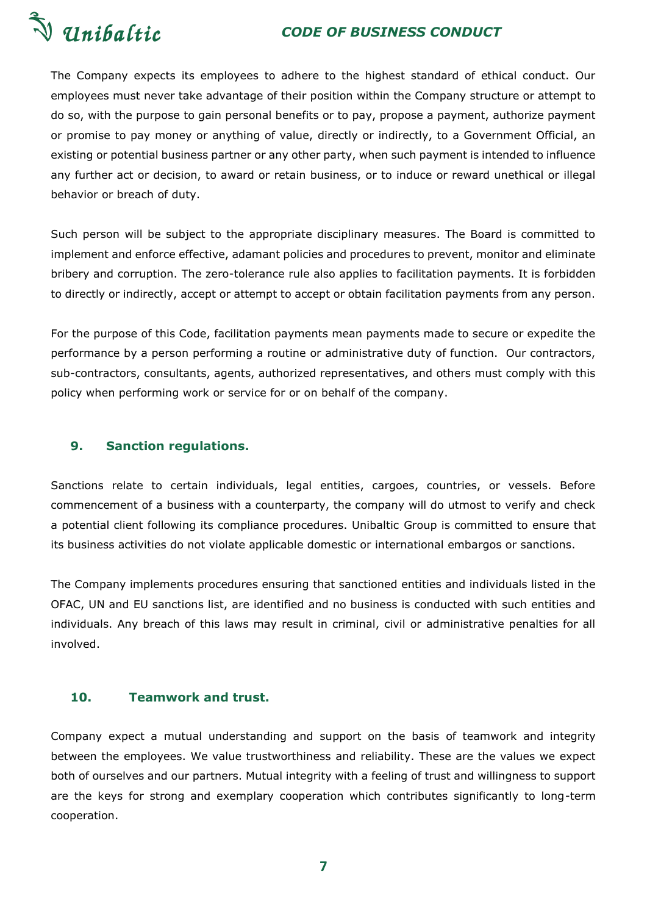The Company expects its employees to adhere to the highest standard of ethical conduct. Our employees must never take advantage of their position within the Company structure or attempt to do so, with the purpose to gain personal benefits or to pay, propose a payment, authorize payment or promise to pay money or anything of value, directly or indirectly, to a Government Official, an existing or potential business partner or any other party, when such payment is intended to influence any further act or decision, to award or retain business, or to induce or reward unethical or illegal behavior or breach of duty.

Such person will be subject to the appropriate disciplinary measures. The Board is committed to implement and enforce effective, adamant policies and procedures to prevent, monitor and eliminate bribery and corruption. The zero-tolerance rule also applies to facilitation payments. It is forbidden to directly or indirectly, accept or attempt to accept or obtain facilitation payments from any person.

For the purpose of this Code, facilitation payments mean payments made to secure or expedite the performance by a person performing a routine or administrative duty of function. Our contractors, sub-contractors, consultants, agents, authorized representatives, and others must comply with this policy when performing work or service for or on behalf of the company.

## 9. Sanction regulations.

Sanctions relate to certain individuals, legal entities, cargoes, countries, or vessels. Before commencement of a business with a counterparty, the company will do utmost to verify and check a potential client following its compliance procedures. Unibaltic Group is committed to ensure that its business activities do not violate applicable domestic or international embargos or sanctions.

The Company implements procedures ensuring that sanctioned entities and individuals listed in the OFAC, UN and EU sanctions list, are identified and no business is conducted with such entities and individuals. Any breach of this laws may result in criminal, civil or administrative penalties for all involved.

## 10. Teamwork and trust.

Company expect a mutual understanding and support on the basis of teamwork and integrity between the employees. We value trustworthiness and reliability. These are the values we expect both of ourselves and our partners. Mutual integrity with a feeling of trust and willingness to support are the keys for strong and exemplary cooperation which contributes significantly to long-term cooperation.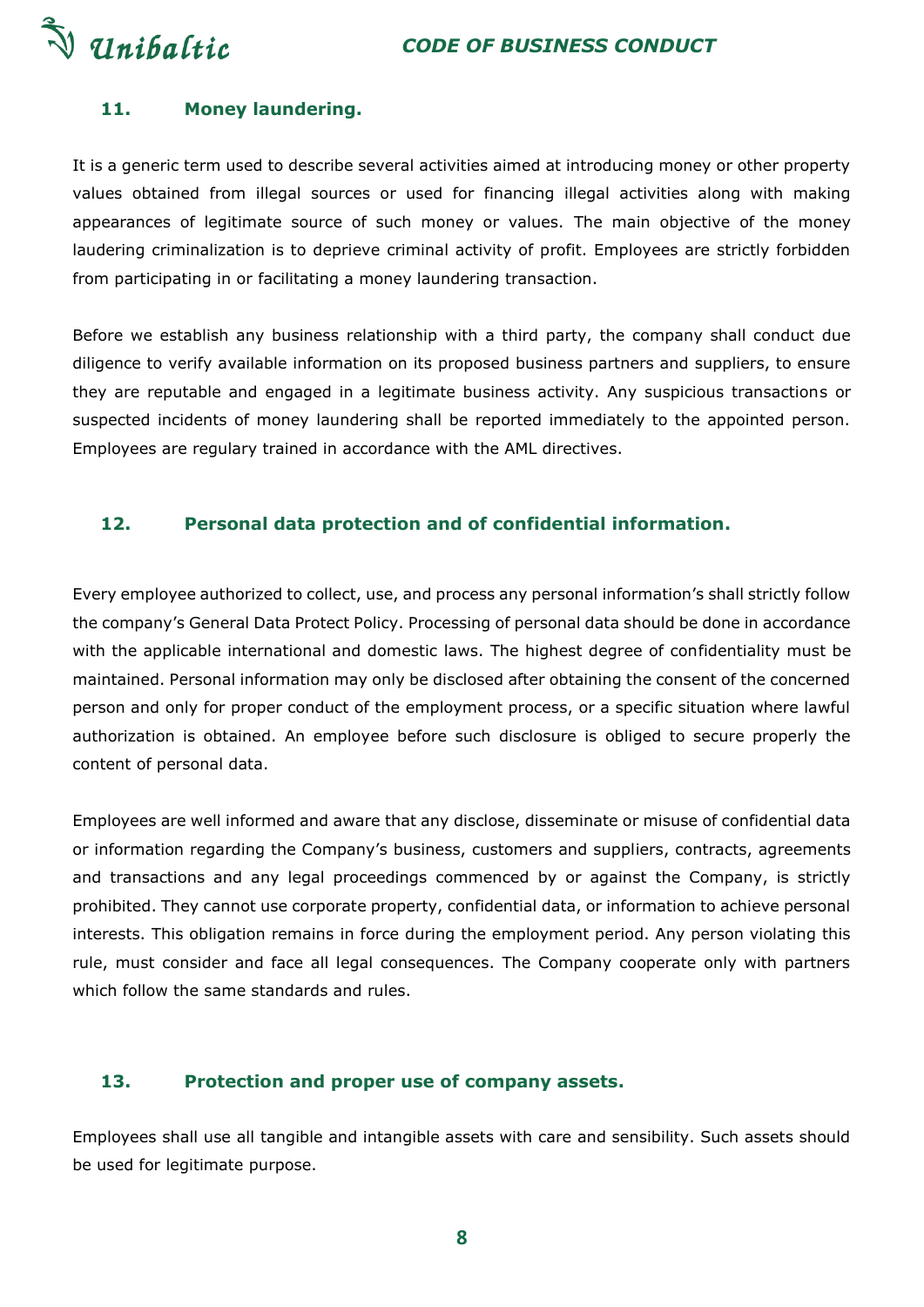## 11. Money laundering.

It is a generic term used to describe several activities aimed at introducing money or other property values obtained from illegal sources or used for financing illegal activities along with making appearances of legitimate source of such money or values. The main objective of the money laudering criminalization is to deprieve criminal activity of profit. Employees are strictly forbidden from participating in or facilitating a money laundering transaction.

Before we establish any business relationship with a third party, the company shall conduct due diligence to verify available information on its proposed business partners and suppliers, to ensure they are reputable and engaged in a legitimate business activity. Any suspicious transactions or suspected incidents of money laundering shall be reported immediately to the appointed person. Employees are regulary trained in accordance with the AML directives.

## 12. Personal data protection and of confidential information.

Every employee authorized to collect, use, and process any personal information's shall strictly follow the company's General Data Protect Policy. Processing of personal data should be done in accordance with the applicable international and domestic laws. The highest degree of confidentiality must be maintained. Personal information may only be disclosed after obtaining the consent of the concerned person and only for proper conduct of the employment process, or a specific situation where lawful authorization is obtained. An employee before such disclosure is obliged to secure properly the content of personal data.

Employees are well informed and aware that any disclose, disseminate or misuse of confidential data or information regarding the Company's business, customers and suppliers, contracts, agreements and transactions and any legal proceedings commenced by or against the Company, is strictly prohibited. They cannot use corporate property, confidential data, or information to achieve personal interests. This obligation remains in force during the employment period. Any person violating this rule, must consider and face all legal consequences. The Company cooperate only with partners which follow the same standards and rules.

## 13. Protection and proper use of company assets.

Employees shall use all tangible and intangible assets with care and sensibility. Such assets should be used for legitimate purpose.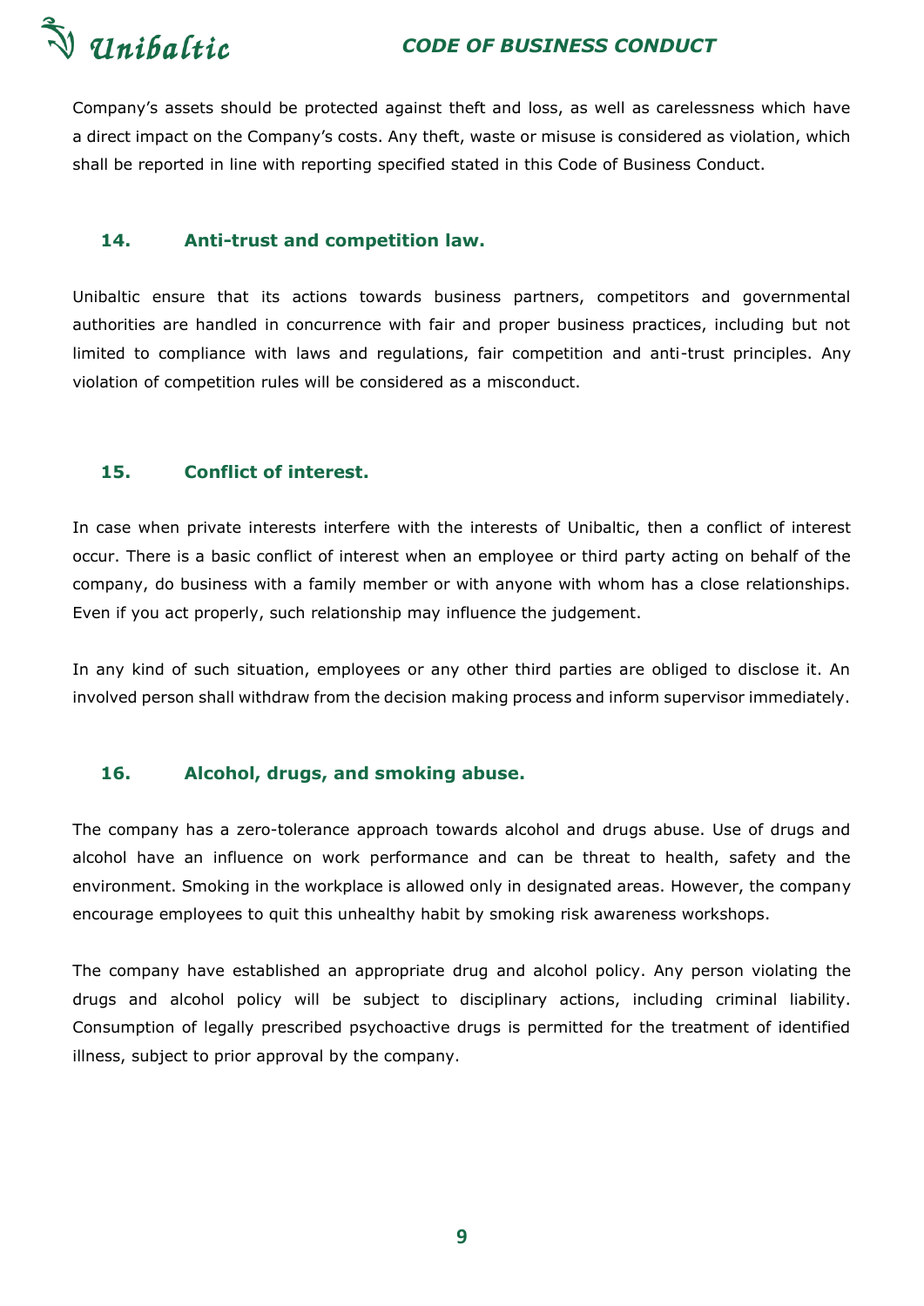Company's assets should be protected against theft and loss, as well as carelessness which have a direct impact on the Company's costs. Any theft, waste or misuse is considered as violation, which shall be reported in line with reporting specified stated in this Code of Business Conduct.

## 14. Anti-trust and competition law.

Unibaltic ensure that its actions towards business partners, competitors and governmental authorities are handled in concurrence with fair and proper business practices, including but not limited to compliance with laws and regulations, fair competition and anti-trust principles. Any violation of competition rules will be considered as a misconduct.

## 15. Conflict of interest.

In case when private interests interfere with the interests of Unibaltic, then a conflict of interest occur. There is a basic conflict of interest when an employee or third party acting on behalf of the company, do business with a family member or with anyone with whom has a close relationships. Even if you act properly, such relationship may influence the judgement.

In any kind of such situation, employees or any other third parties are obliged to disclose it. An involved person shall withdraw from the decision making process and inform supervisor immediately.

## 16. Alcohol, drugs, and smoking abuse.

The company has a zero-tolerance approach towards alcohol and drugs abuse. Use of drugs and alcohol have an influence on work performance and can be threat to health, safety and the environment. Smoking in the workplace is allowed only in designated areas. However, the company encourage employees to quit this unhealthy habit by smoking risk awareness workshops.

The company have established an appropriate drug and alcohol policy. Any person violating the drugs and alcohol policy will be subject to disciplinary actions, including criminal liability. Consumption of legally prescribed psychoactive drugs is permitted for the treatment of identified illness, subject to prior approval by the company.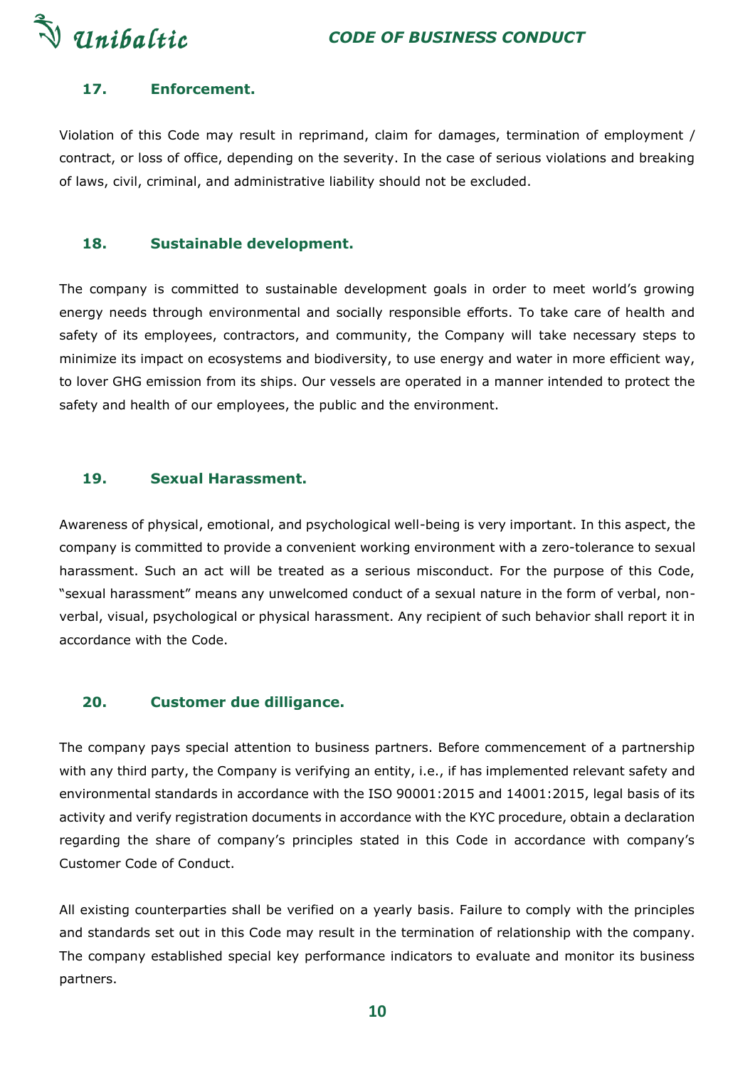## 17. Enforcement.

Violation of this Code may result in reprimand, claim for damages, termination of employment / contract, or loss of office, depending on the severity. In the case of serious violations and breaking of laws, civil, criminal, and administrative liability should not be excluded.

## 18. Sustainable development.

The company is committed to sustainable development goals in order to meet world's growing energy needs through environmental and socially responsible efforts. To take care of health and safety of its employees, contractors, and community, the Company will take necessary steps to minimize its impact on ecosystems and biodiversity, to use energy and water in more efficient way, to lover GHG emission from its ships. Our vessels are operated in a manner intended to protect the safety and health of our employees, the public and the environment.

## 19. Sexual Harassment.

Awareness of physical, emotional, and psychological well-being is very important. In this aspect, the company is committed to provide a convenient working environment with a zero-tolerance to sexual harassment. Such an act will be treated as a serious misconduct. For the purpose of this Code, "sexual harassment" means any unwelcomed conduct of a sexual nature in the form of verbal, non-verbal, visual, psychological or physical harassment. Any recipient of such behavior shall report it in accordance with the Code.

## 20. Customer due dilligance.

The company pays special attention to business partners. Before commencement of a partnership with any third party, the Company is verifying an entity, i.e., if has implemented relevant safety and environmental standards in accordance with the ISO 90001:2015 and 14001:2015, legal basis of its activity and verify registration documents in accordance with the KYC procedure, obtain a declaration regarding the share of company's principles stated in this Code in accordance with company's Customer Code of Conduct.

All existing counterparties shall be verified on a yearly basis. Failure to comply with the principles and standards set out in this Code may result in the termination of relationship with the company. The company established special key performance indicators to evaluate and monitor its business partners.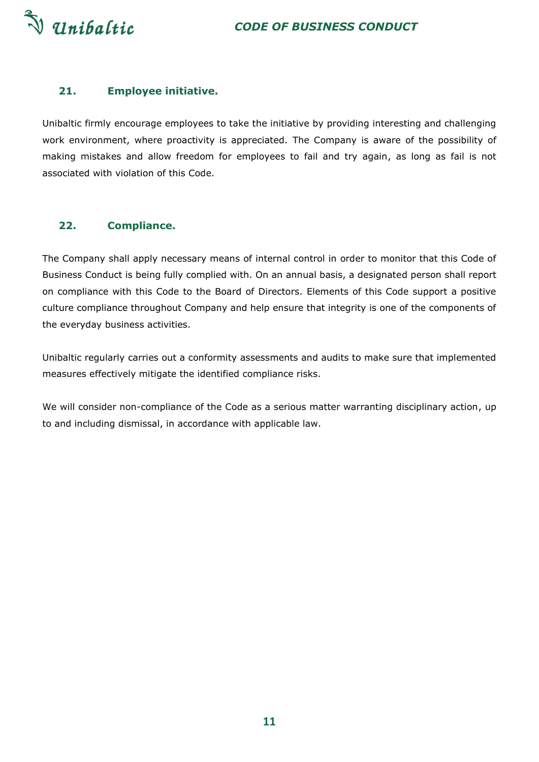## 21. Employee initiative.

Unibaltic firmly encourage employees to take the initiative by providing interesting and challenging work environment, where proactivity is appreciated. The Company is aware of the possibility of making mistakes and allow freedom for employees to fail and try again, as long as fail is not associated with violation of this Code.

## 22. Compliance.

The Company shall apply necessary means of internal control in order to monitor that this Code of Business Conduct is being fully complied with. On an annual basis, a designated person shall report on compliance with this Code to the Board of Directors. Elements of this Code support a positive culture compliance throughout Company and help ensure that integrity is one of the components of the everyday business activities.

Unibaltic regularly carries out a conformity assessments and audits to make sure that implemented measures effectively mitigate the identified compliance risks.

We will consider non-compliance of the Code as a serious matter warranting disciplinary action, up to and including dismissal, in accordance with applicable law.